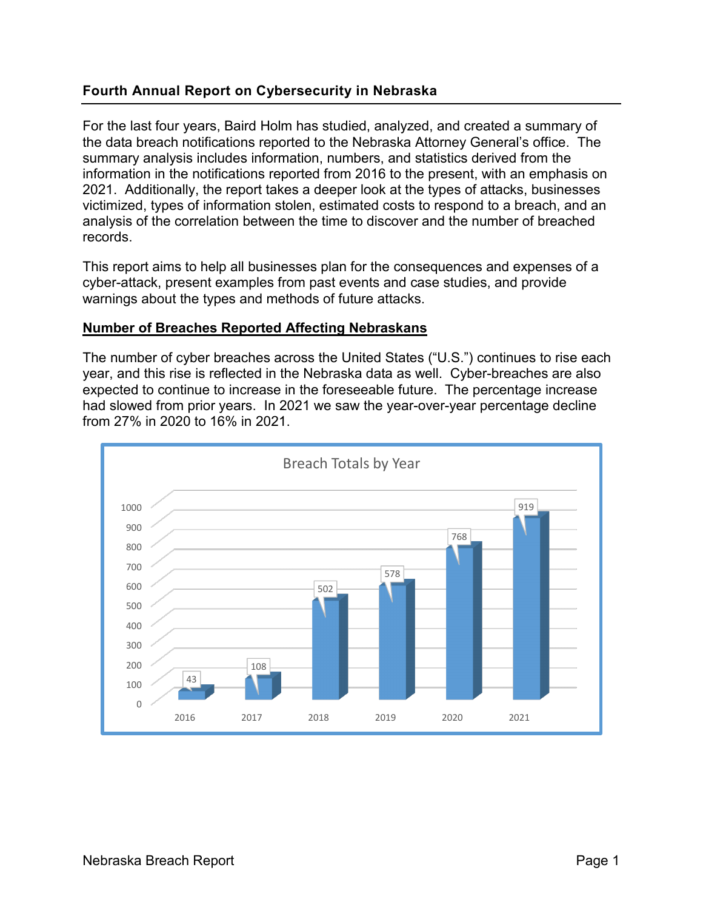## Fourth Annual Report on Cybersecurity in Nebraska

For the last four years, Baird Holm has studied, analyzed, and created a summary of the data breach notifications reported to the Nebraska Attorney General's office. The summary analysis includes information, numbers, and statistics derived from the information in the notifications reported from 2016 to the present, with an emphasis on 2021. Additionally, the report takes a deeper look at the types of attacks, businesses victimized, types of information stolen, estimated costs to respond to a breach, and an analysis of the correlation between the time to discover and the number of breached records.

This report aims to help all businesses plan for the consequences and expenses of a cyber-attack, present examples from past events and case studies, and provide warnings about the types and methods of future attacks.

### Number of Breaches Reported Affecting Nebraskans

The number of cyber breaches across the United States ("U.S.") continues to rise each year, and this rise is reflected in the Nebraska data as well. Cyber-breaches are also expected to continue to increase in the foreseeable future. The percentage increase had slowed from prior years. In 2021 we saw the year-over-year percentage decline from 27% in 2020 to 16% in 2021.

**Breach Totals by Year**

| Year | Breaches |
|---|---|
| 2016 | 43 |
| 2017 | 108 |
| 2018 | 502 |
| 2019 | 578 |
| 2020 | 768 |
| 2021 | 919 |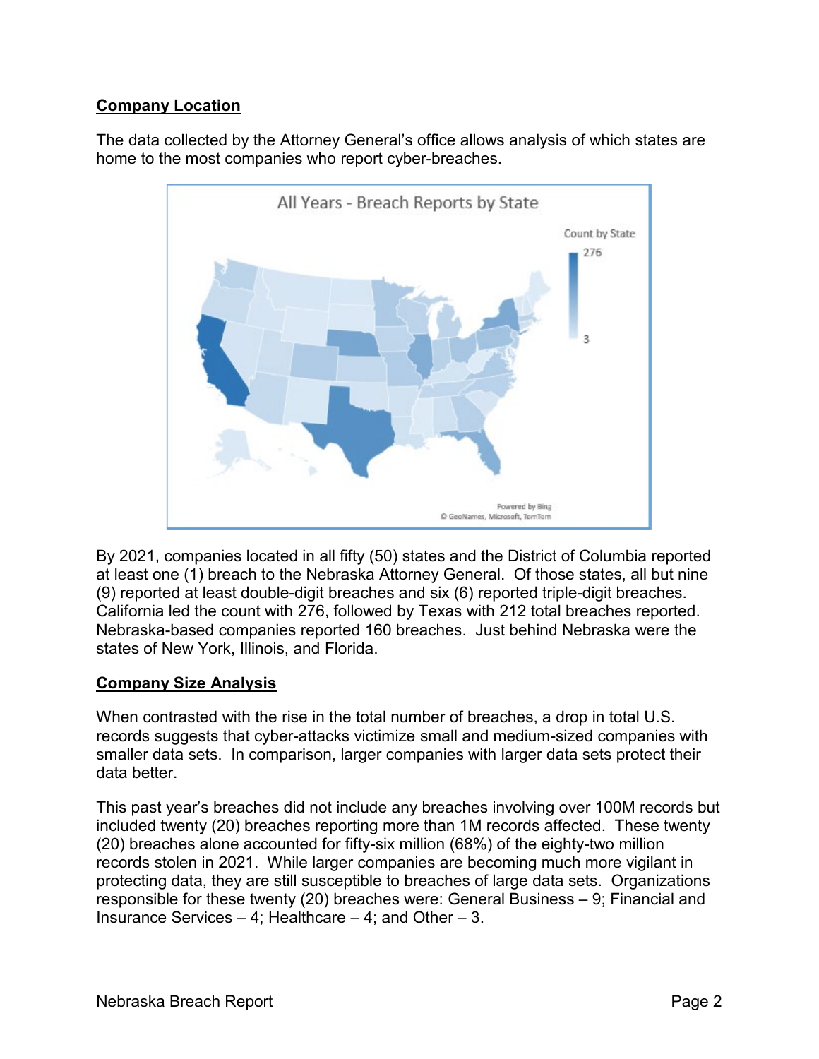## Company Location

The data collected by the Attorney General's office allows analysis of which states are home to the most companies who report cyber-breaches.

By 2021, companies located in all fifty (50) states and the District of Columbia reported at least one (1) breach to the Nebraska Attorney General. Of those states, all but nine (9) reported at least double-digit breaches and six (6) reported triple-digit breaches. California led the count with 276, followed by Texas with 212 total breaches reported. Nebraska-based companies reported 160 breaches. Just behind Nebraska were the states of New York, Illinois, and Florida.

## Company Size Analysis

When contrasted with the rise in the total number of breaches, a drop in total U.S. records suggests that cyber-attacks victimize small and medium-sized companies with smaller data sets. In comparison, larger companies with larger data sets protect their data better.

This past year's breaches did not include any breaches involving over 100M records but included twenty (20) breaches reporting more than 1M records affected. These twenty (20) breaches alone accounted for fifty-six million (68%) of the eighty-two million records stolen in 2021. While larger companies are becoming much more vigilant in protecting data, they are still susceptible to breaches of large data sets. Organizations responsible for these twenty (20) breaches were: General Business – 9; Financial and Insurance Services – 4; Healthcare – 4; and Other – 3.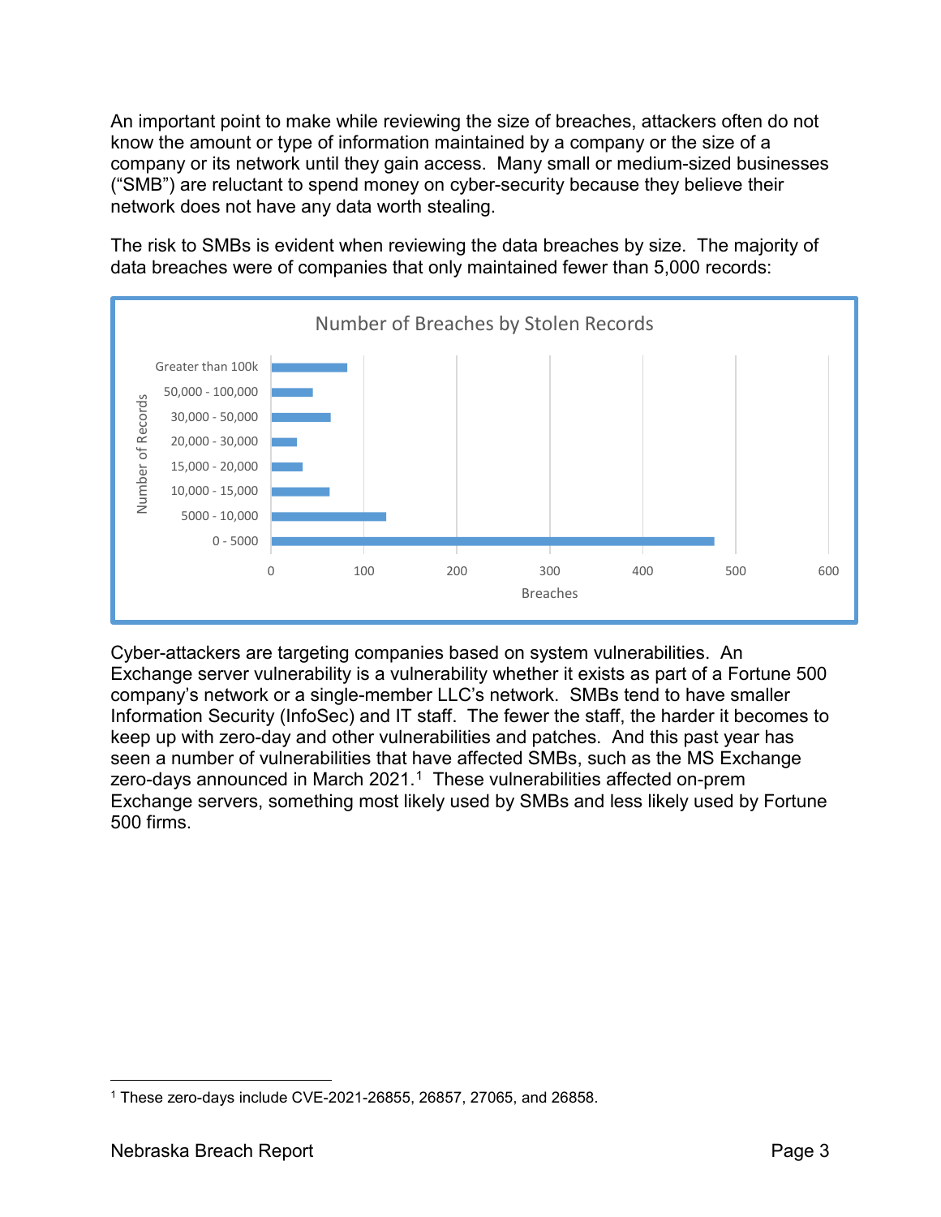An important point to make while reviewing the size of breaches, attackers often do not know the amount or type of information maintained by a company or the size of a company or its network until they gain access. Many small or medium-sized businesses ("SMB") are reluctant to spend money on cyber-security because they believe their network does not have any data worth stealing.

The risk to SMBs is evident when reviewing the data breaches by size. The majority of data breaches were of companies that only maintained fewer than 5,000 records:

Cyber-attackers are targeting companies based on system vulnerabilities. An Exchange server vulnerability is a vulnerability whether it exists as part of a Fortune 500 company's network or a single-member LLC's network. SMBs tend to have smaller Information Security (InfoSec) and IT staff. The fewer the staff, the harder it becomes to keep up with zero-day and other vulnerabilities and patches. And this past year has seen a number of vulnerabilities that have affected SMBs, such as the MS Exchange zero-days announced in March 2021.[1] These vulnerabilities affected on-prem Exchange servers, something most likely used by SMBs and less likely used by Fortune 500 firms.

[1] These zero-days include CVE-2021-26855, 26857, 27065, and 26858.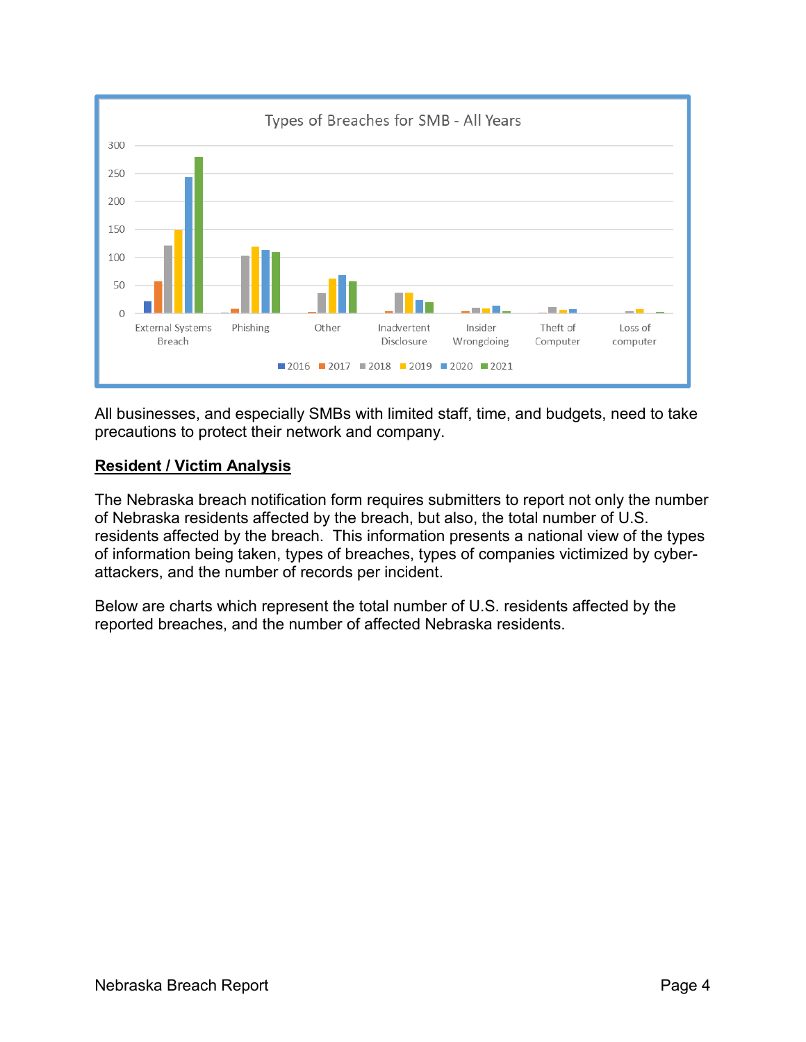All businesses, and especially SMBs with limited staff, time, and budgets, need to take precautions to protect their network and company.

## **Resident / Victim Analysis**

The Nebraska breach notification form requires submitters to report not only the number of Nebraska residents affected by the breach, but also, the total number of U.S. residents affected by the breach. This information presents a national view of the types of information being taken, types of breaches, types of companies victimized by cyber-attackers, and the number of records per incident.

Below are charts which represent the total number of U.S. residents affected by the reported breaches, and the number of affected Nebraska residents.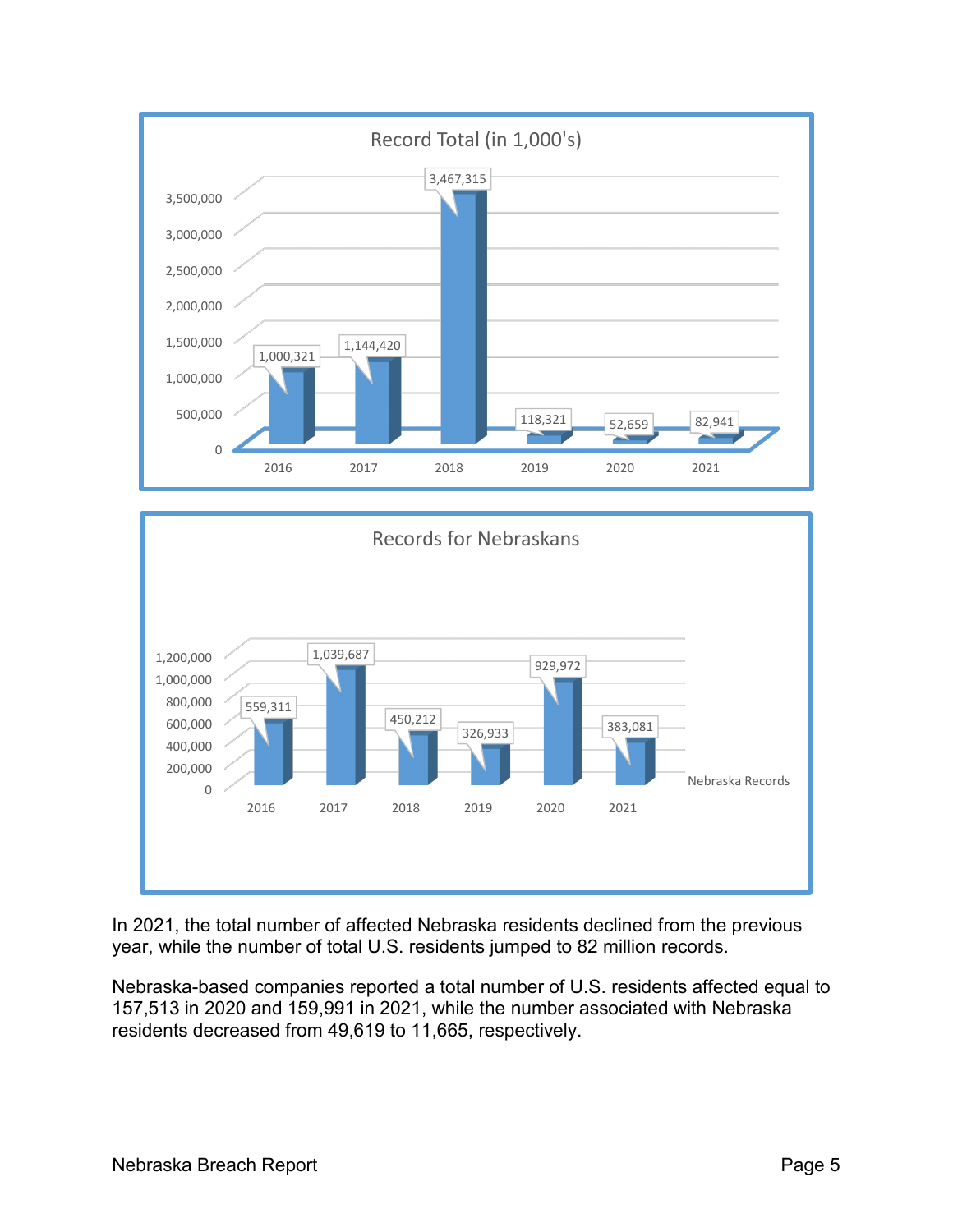**Record Total (in 1,000's)**

| Year | Records |
|---|---|
| 2016 | 1,000,321 |
| 2017 | 1,144,420 |
| 2018 | 3,467,315 |
| 2019 | 118,321 |
| 2020 | 52,659 |
| 2021 | 82,941 |

**Records for Nebraskans**

| Year | Nebraska Records |
|---|---|
| 2016 | 559,311 |
| 2017 | 1,039,687 |
| 2018 | 450,212 |
| 2019 | 326,933 |
| 2020 | 929,972 |
| 2021 | 383,081 |

In 2021, the total number of affected Nebraska residents declined from the previous year, while the number of total U.S. residents jumped to 82 million records.

Nebraska-based companies reported a total number of U.S. residents affected equal to 157,513 in 2020 and 159,991 in 2021, while the number associated with Nebraska residents decreased from 49,619 to 11,665, respectively.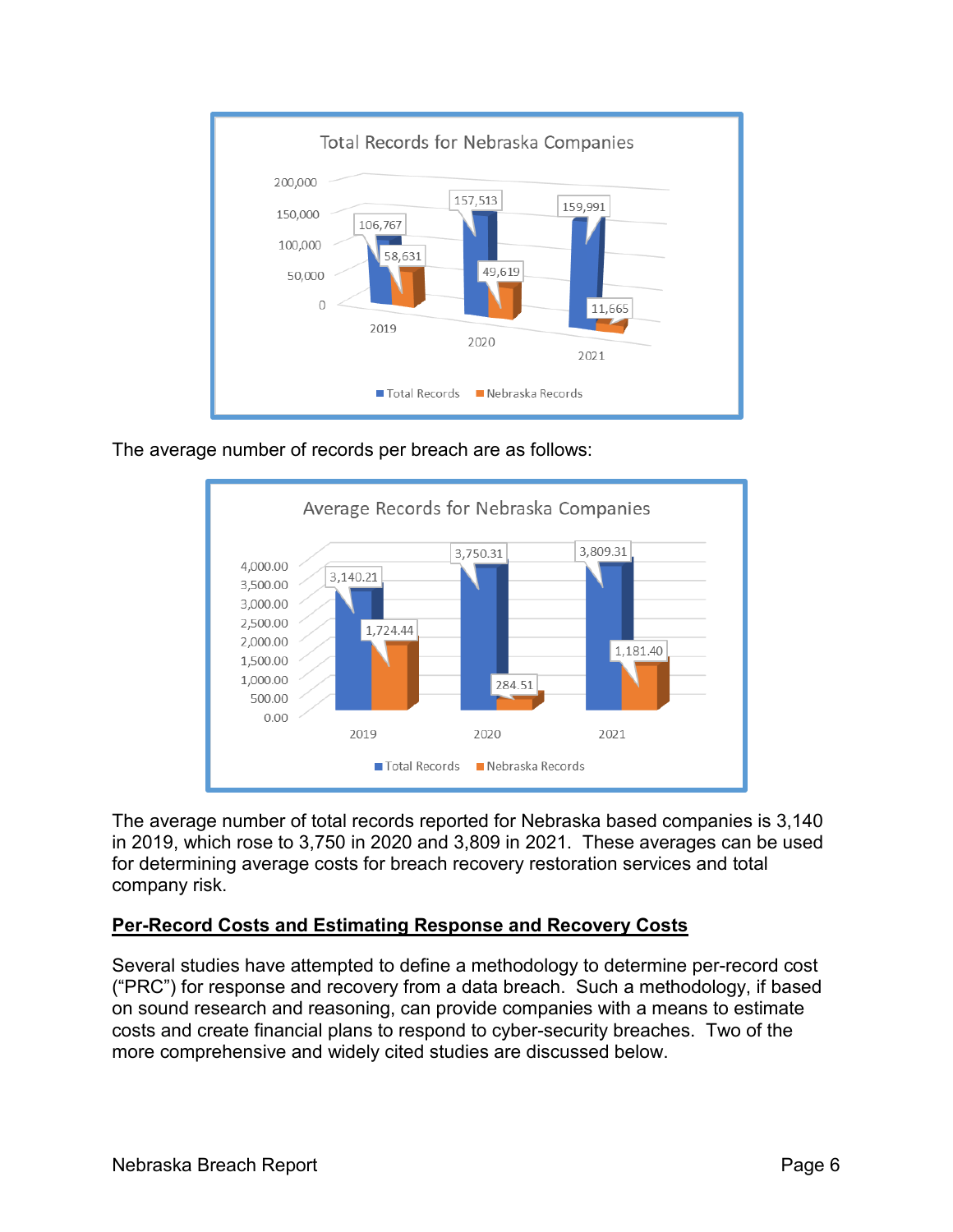**Total Records for Nebraska Companies**

| | 2019 | 2020 | 2021 |
|---|---|---|---|
| Total Records | 106,767 | 157,513 | 159,991 |
| Nebraska Records | 58,631 | 49,619 | 11,665 |

The average number of records per breach are as follows:

**Average Records for Nebraska Companies**

| | 2019 | 2020 | 2021 |
|---|---|---|---|
| Total Records | 3,140.21 | 3,750.31 | 3,809.31 |
| Nebraska Records | 1,724.44 | 284.51 | 1,181.40 |

The average number of total records reported for Nebraska based companies is 3,140 in 2019, which rose to 3,750 in 2020 and 3,809 in 2021. These averages can be used for determining average costs for breach recovery restoration services and total company risk.

## Per-Record Costs and Estimating Response and Recovery Costs

Several studies have attempted to define a methodology to determine per-record cost ("PRC") for response and recovery from a data breach. Such a methodology, if based on sound research and reasoning, can provide companies with a means to estimate costs and create financial plans to respond to cyber-security breaches. Two of the more comprehensive and widely cited studies are discussed below.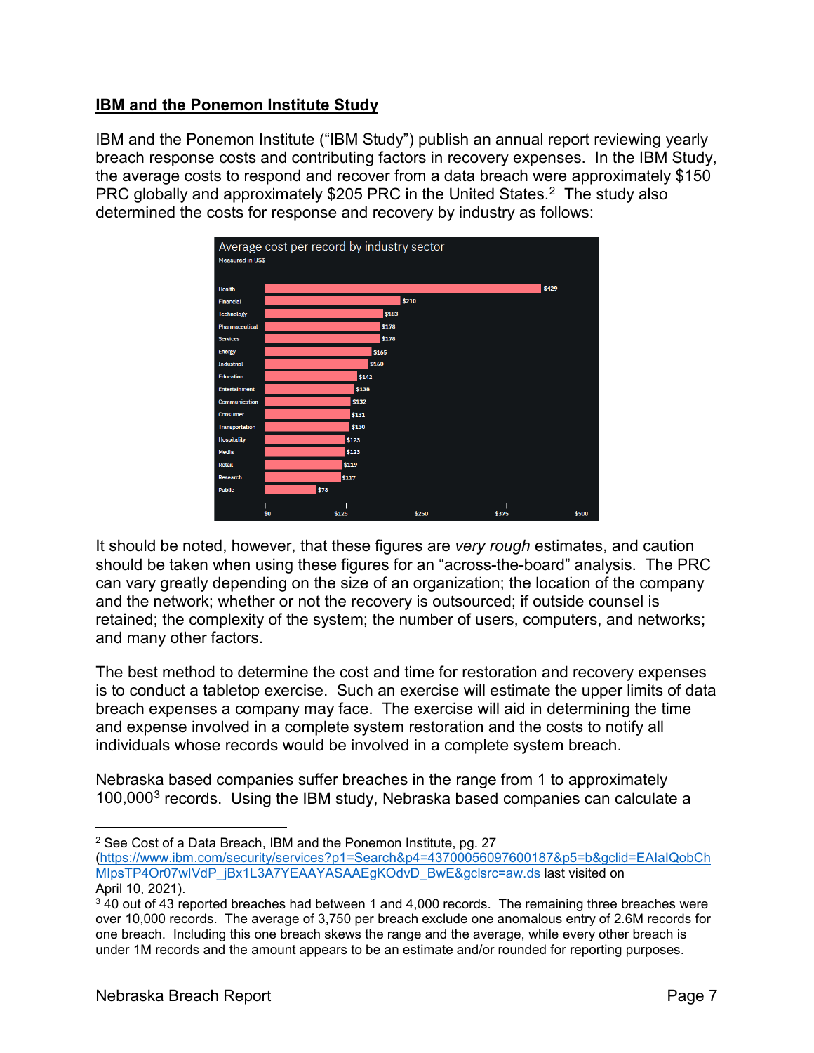## IBM and the Ponemon Institute Study

IBM and the Ponemon Institute ("IBM Study") publish an annual report reviewing yearly breach response costs and contributing factors in recovery expenses. In the IBM Study, the average costs to respond and recover from a data breach were approximately $150 PRC globally and approximately $205 PRC in the United States.[2] The study also determined the costs for response and recovery by industry as follows:

**Average cost per record by industry sector**
Measured in US$

| Industry | Cost |
|---|---|
| Health | $429 |
| Financial | $210 |
| Technology | $183 |
| Pharmaceutical | $178 |
| Services | $178 |
| Energy | $165 |
| Industrial | $160 |
| Education | $142 |
| Entertainment | $138 |
| Communication | $132 |
| Consumer | $131 |
| Transportation | $130 |
| Hospitality | $123 |
| Media | $123 |
| Retail | $119 |
| Research | $117 |
| Public | $78 |

It should be noted, however, that these figures are *very rough* estimates, and caution should be taken when using these figures for an "across-the-board" analysis. The PRC can vary greatly depending on the size of an organization; the location of the company and the network; whether or not the recovery is outsourced; if outside counsel is retained; the complexity of the system; the number of users, computers, and networks; and many other factors.

The best method to determine the cost and time for restoration and recovery expenses is to conduct a tabletop exercise. Such an exercise will estimate the upper limits of data breach expenses a company may face. The exercise will aid in determining the time and expense involved in a complete system restoration and the costs to notify all individuals whose records would be involved in a complete system breach.

Nebraska based companies suffer breaches in the range from 1 to approximately 100,000[3] records. Using the IBM study, Nebraska based companies can calculate a

---

[2] See Cost of a Data Breach, IBM and the Ponemon Institute, pg. 27 (https://www.ibm.com/security/services?p1=Search&p4=43700056097600187&p5=b&gclid=EAIaIQobChMIpsTP4Or07wIVdP_jBx1L3A7YEAAYASAAEgKOdvD_BwE&gclsrc=aw.ds last visited on April 10, 2021).

[3] 40 out of 43 reported breaches had between 1 and 4,000 records. The remaining three breaches were over 10,000 records. The average of 3,750 per breach exclude one anomalous entry of 2.6M records for one breach. Including this one breach skews the range and the average, while every other breach is under 1M records and the amount appears to be an estimate and/or rounded for reporting purposes.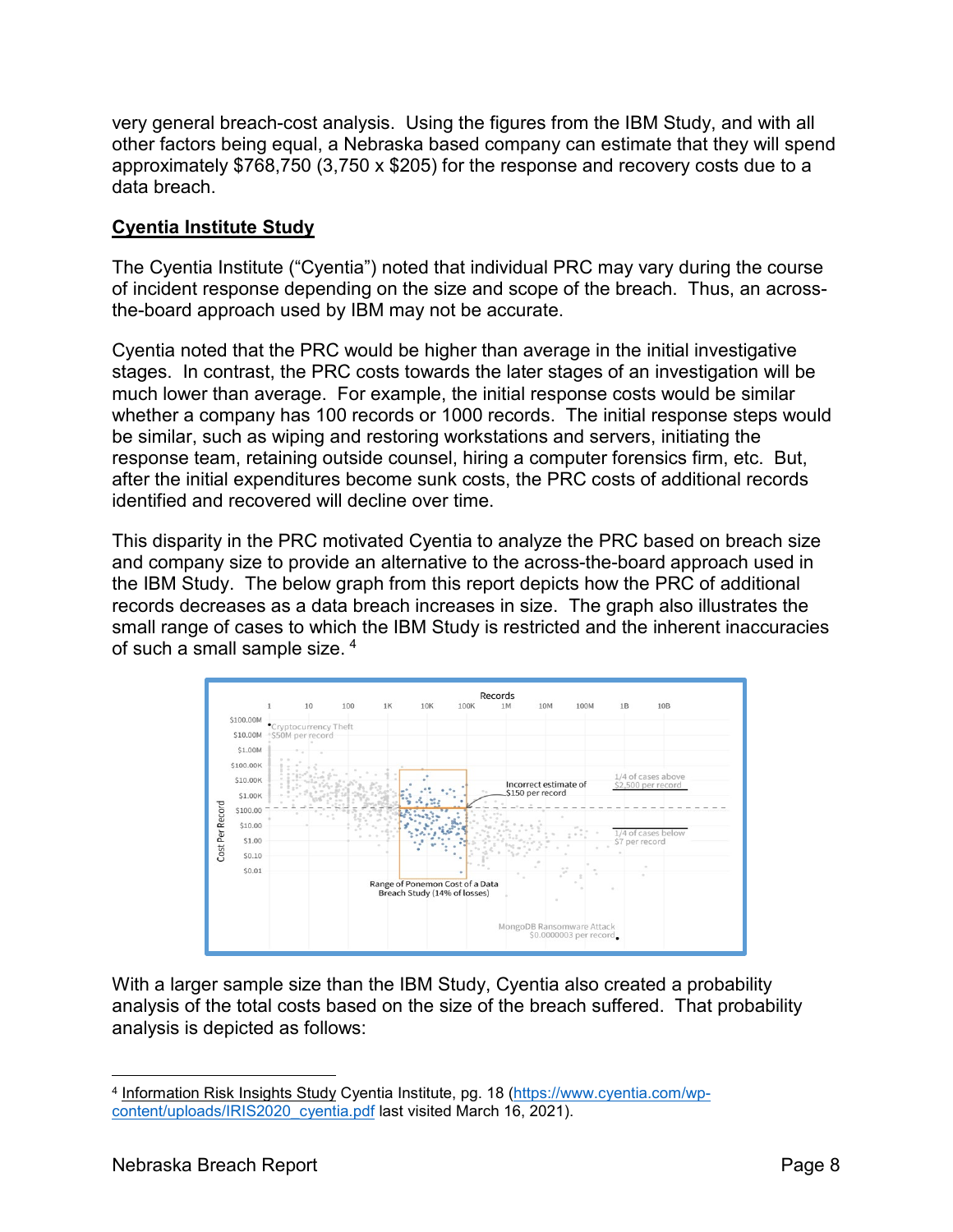very general breach-cost analysis. Using the figures from the IBM Study, and with all other factors being equal, a Nebraska based company can estimate that they will spend approximately $768,750 (3,750 x $205) for the response and recovery costs due to a data breach.

## Cyentia Institute Study

The Cyentia Institute ("Cyentia") noted that individual PRC may vary during the course of incident response depending on the size and scope of the breach. Thus, an across-the-board approach used by IBM may not be accurate.

Cyentia noted that the PRC would be higher than average in the initial investigative stages. In contrast, the PRC costs towards the later stages of an investigation will be much lower than average. For example, the initial response costs would be similar whether a company has 100 records or 1000 records. The initial response steps would be similar, such as wiping and restoring workstations and servers, initiating the response team, retaining outside counsel, hiring a computer forensics firm, etc. But, after the initial expenditures become sunk costs, the PRC costs of additional records identified and recovered will decline over time.

This disparity in the PRC motivated Cyentia to analyze the PRC based on breach size and company size to provide an alternative to the across-the-board approach used in the IBM Study. The below graph from this report depicts how the PRC of additional records decreases as a data breach increases in size. The graph also illustrates the small range of cases to which the IBM Study is restricted and the inherent inaccuracies of such a small sample size. [4]

With a larger sample size than the IBM Study, Cyentia also created a probability analysis of the total costs based on the size of the breach suffered. That probability analysis is depicted as follows:

[4] Information Risk Insights Study Cyentia Institute, pg. 18 (https://www.cyentia.com/wp-content/uploads/IRIS2020_cyentia.pdf last visited March 16, 2021).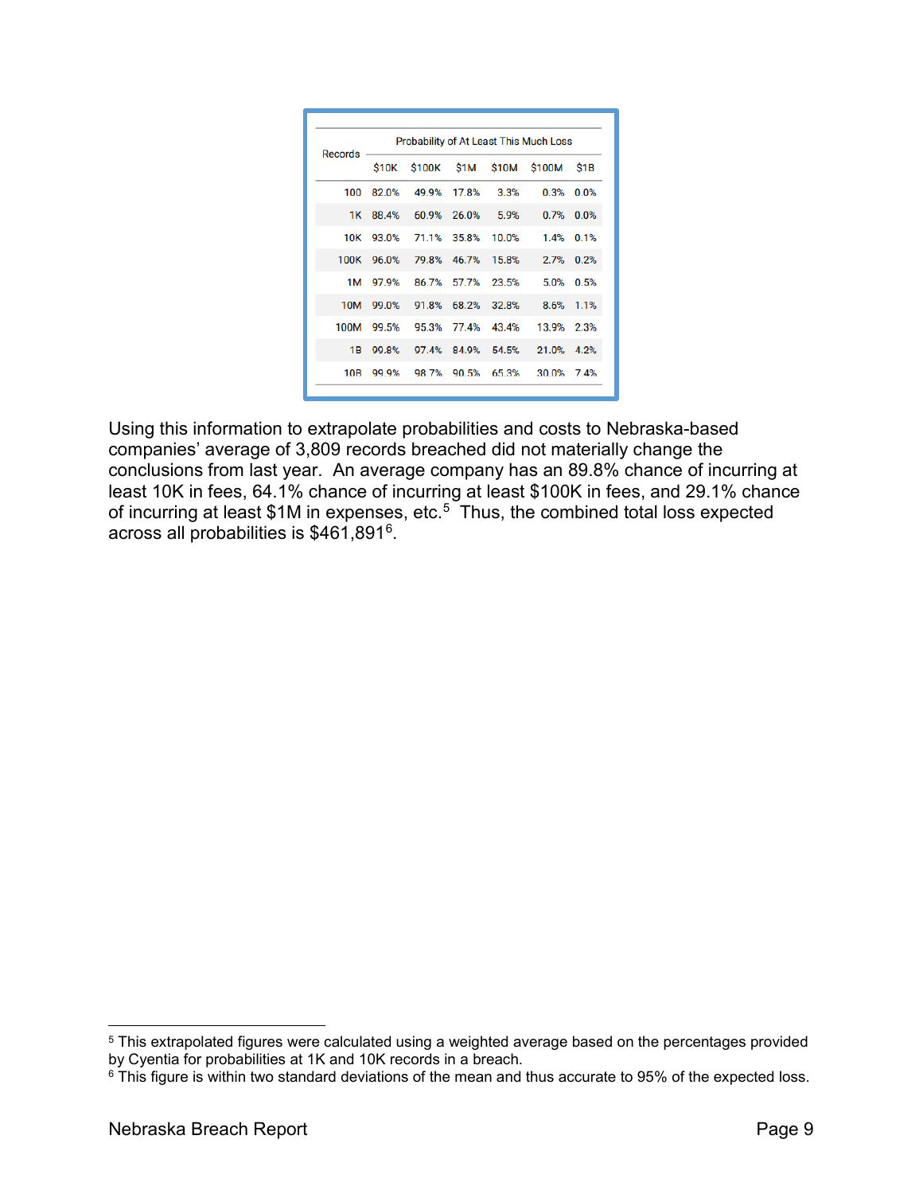| Records | Probability of At Least This Much Loss | | | | | |
|---|---|---|---|---|---|---|
| | $10K | $100K | $1M | $10M | $100M | $1B |
| 100 | 82.0% | 49.9% | 17.8% | 3.3% | 0.3% | 0.0% |
| 1K | 88.4% | 60.9% | 26.0% | 5.9% | 0.7% | 0.0% |
| 10K | 93.0% | 71.1% | 35.8% | 10.0% | 1.4% | 0.1% |
| 100K | 96.0% | 79.8% | 46.7% | 15.8% | 2.7% | 0.2% |
| 1M | 97.9% | 86.7% | 57.7% | 23.5% | 5.0% | 0.5% |
| 10M | 99.0% | 91.8% | 68.2% | 32.8% | 8.6% | 1.1% |
| 100M | 99.5% | 95.3% | 77.4% | 43.4% | 13.9% | 2.3% |
| 1B | 99.8% | 97.4% | 84.9% | 54.5% | 21.0% | 4.2% |
| 10B | 99.9% | 98.7% | 90.5% | 65.3% | 30.0% | 7.4% |

Using this information to extrapolate probabilities and costs to Nebraska-based companies' average of 3,809 records breached did not materially change the conclusions from last year. An average company has an 89.8% chance of incurring at least 10K in fees, 64.1% chance of incurring at least $100K in fees, and 29.1% chance of incurring at least $1M in expenses, etc.[5] Thus, the combined total loss expected across all probabilities is $461,891[6].

[5] This extrapolated figures were calculated using a weighted average based on the percentages provided by Cyentia for probabilities at 1K and 10K records in a breach.

[6] This figure is within two standard deviations of the mean and thus accurate to 95% of the expected loss.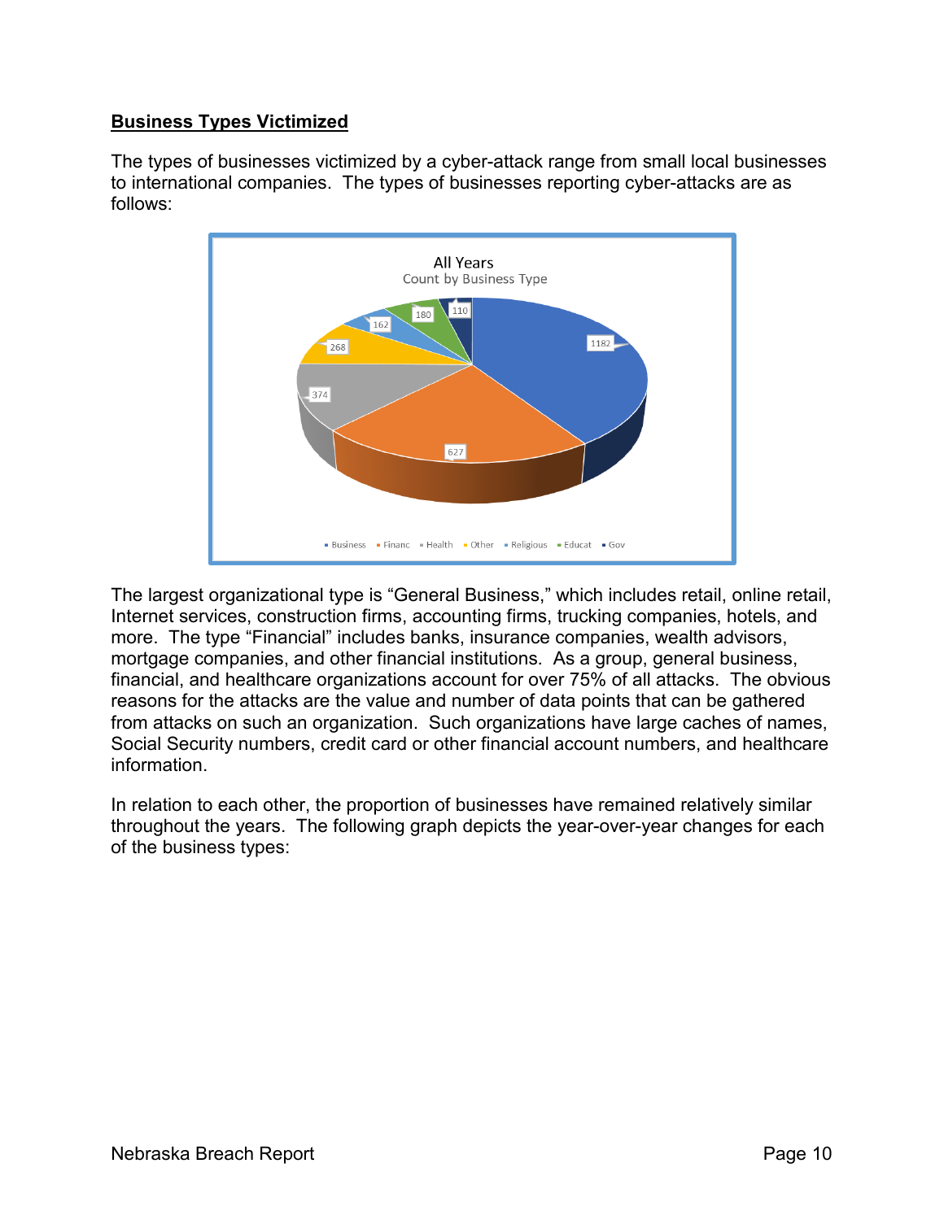**Business Types Victimized**

The types of businesses victimized by a cyber-attack range from small local businesses to international companies. The types of businesses reporting cyber-attacks are as follows:

The largest organizational type is "General Business," which includes retail, online retail, Internet services, construction firms, accounting firms, trucking companies, hotels, and more. The type "Financial" includes banks, insurance companies, wealth advisors, mortgage companies, and other financial institutions. As a group, general business, financial, and healthcare organizations account for over 75% of all attacks. The obvious reasons for the attacks are the value and number of data points that can be gathered from attacks on such an organization. Such organizations have large caches of names, Social Security numbers, credit card or other financial account numbers, and healthcare information.

In relation to each other, the proportion of businesses have remained relatively similar throughout the years. The following graph depicts the year-over-year changes for each of the business types: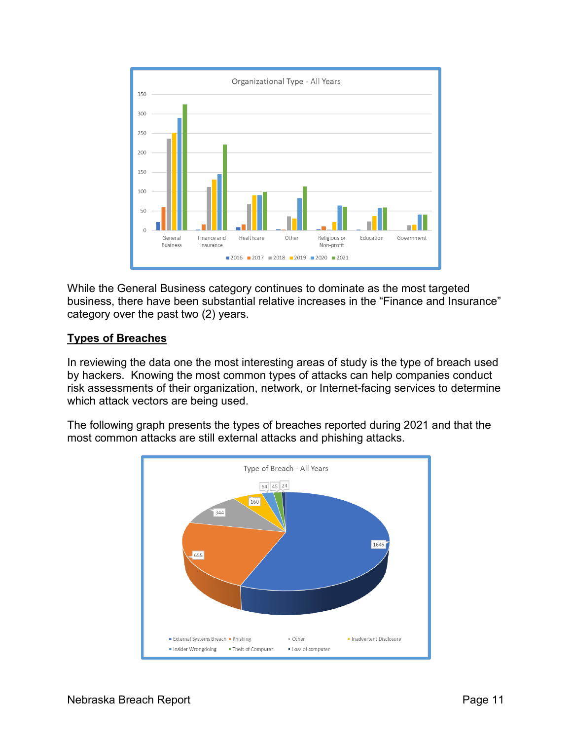While the General Business category continues to dominate as the most targeted business, there have been substantial relative increases in the "Finance and Insurance" category over the past two (2) years.

## Types of Breaches

In reviewing the data one the most interesting areas of study is the type of breach used by hackers. Knowing the most common types of attacks can help companies conduct risk assessments of their organization, network, or Internet-facing services to determine which attack vectors are being used.

The following graph presents the types of breaches reported during 2021 and that the most common attacks are still external attacks and phishing attacks.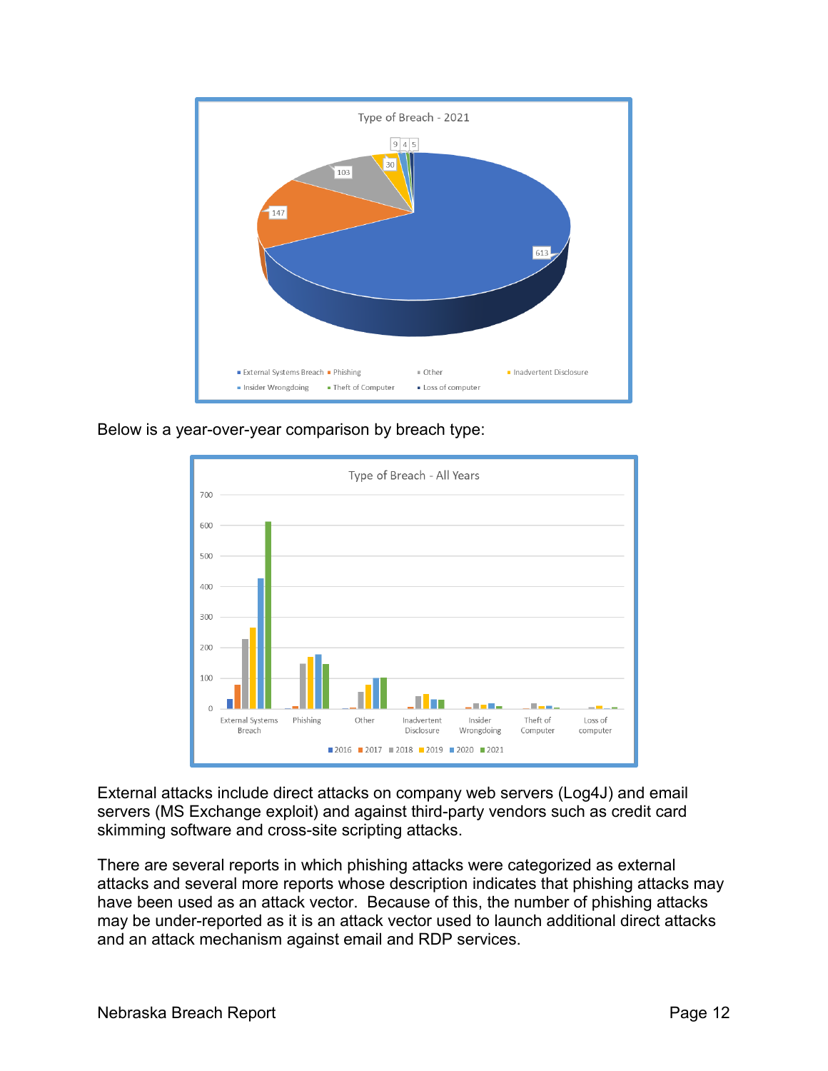Below is a year-over-year comparison by breach type:

External attacks include direct attacks on company web servers (Log4J) and email servers (MS Exchange exploit) and against third-party vendors such as credit card skimming software and cross-site scripting attacks.

There are several reports in which phishing attacks were categorized as external attacks and several more reports whose description indicates that phishing attacks may have been used as an attack vector. Because of this, the number of phishing attacks may be under-reported as it is an attack vector used to launch additional direct attacks and an attack mechanism against email and RDP services.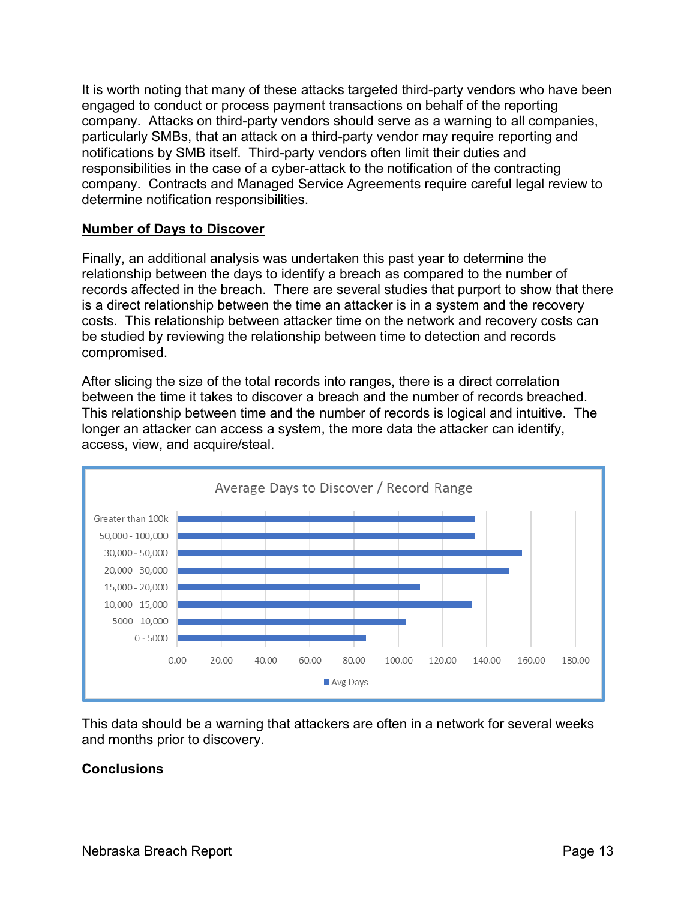It is worth noting that many of these attacks targeted third-party vendors who have been engaged to conduct or process payment transactions on behalf of the reporting company. Attacks on third-party vendors should serve as a warning to all companies, particularly SMBs, that an attack on a third-party vendor may require reporting and notifications by SMB itself. Third-party vendors often limit their duties and responsibilities in the case of a cyber-attack to the notification of the contracting company. Contracts and Managed Service Agreements require careful legal review to determine notification responsibilities.

**Number of Days to Discover**

Finally, an additional analysis was undertaken this past year to determine the relationship between the days to identify a breach as compared to the number of records affected in the breach. There are several studies that purport to show that there is a direct relationship between the time an attacker is in a system and the recovery costs. This relationship between attacker time on the network and recovery costs can be studied by reviewing the relationship between time to detection and records compromised.

After slicing the size of the total records into ranges, there is a direct correlation between the time it takes to discover a breach and the number of records breached. This relationship between time and the number of records is logical and intuitive. The longer an attacker can access a system, the more data the attacker can identify, access, view, and acquire/steal.

Average Days to Discover / Record Range

| Record Range | Avg Days (approx.) |
| --- | --- |
| 0 - 5000 | ~85 |
| 5000 - 10,000 | ~103 |
| 10,000 - 15,000 | ~133 |
| 15,000 - 20,000 | ~110 |
| 20,000 - 30,000 | ~150 |
| 30,000 - 50,000 | ~156 |
| 50,000 - 100,000 | ~134 |
| Greater than 100k | ~134 |

This data should be a warning that attackers are often in a network for several weeks and months prior to discovery.

**Conclusions**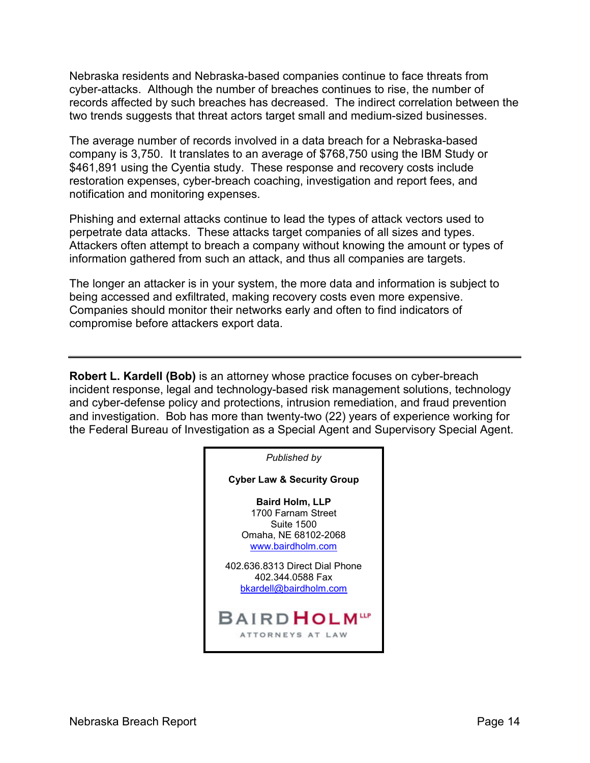Nebraska residents and Nebraska-based companies continue to face threats from cyber-attacks. Although the number of breaches continues to rise, the number of records affected by such breaches has decreased. The indirect correlation between the two trends suggests that threat actors target small and medium-sized businesses.

The average number of records involved in a data breach for a Nebraska-based company is 3,750. It translates to an average of $768,750 using the IBM Study or $461,891 using the Cyentia study. These response and recovery costs include restoration expenses, cyber-breach coaching, investigation and report fees, and notification and monitoring expenses.

Phishing and external attacks continue to lead the types of attack vectors used to perpetrate data attacks. These attacks target companies of all sizes and types. Attackers often attempt to breach a company without knowing the amount or types of information gathered from such an attack, and thus all companies are targets.

The longer an attacker is in your system, the more data and information is subject to being accessed and exfiltrated, making recovery costs even more expensive. Companies should monitor their networks early and often to find indicators of compromise before attackers export data.

---

**Robert L. Kardell (Bob)** is an attorney whose practice focuses on cyber-breach incident response, legal and technology-based risk management solutions, technology and cyber-defense policy and protections, intrusion remediation, and fraud prevention and investigation. Bob has more than twenty-two (22) years of experience working for the Federal Bureau of Investigation as a Special Agent and Supervisory Special Agent.

*Published by*

**Cyber Law & Security Group**

**Baird Holm, LLP**
1700 Farnam Street
Suite 1500
Omaha, NE 68102-2068
www.bairdholm.com

402.636.8313 Direct Dial Phone
402.344.0588 Fax
bkardell@bairdholm.com

BAIRD HOLM LLP
ATTORNEYS AT LAW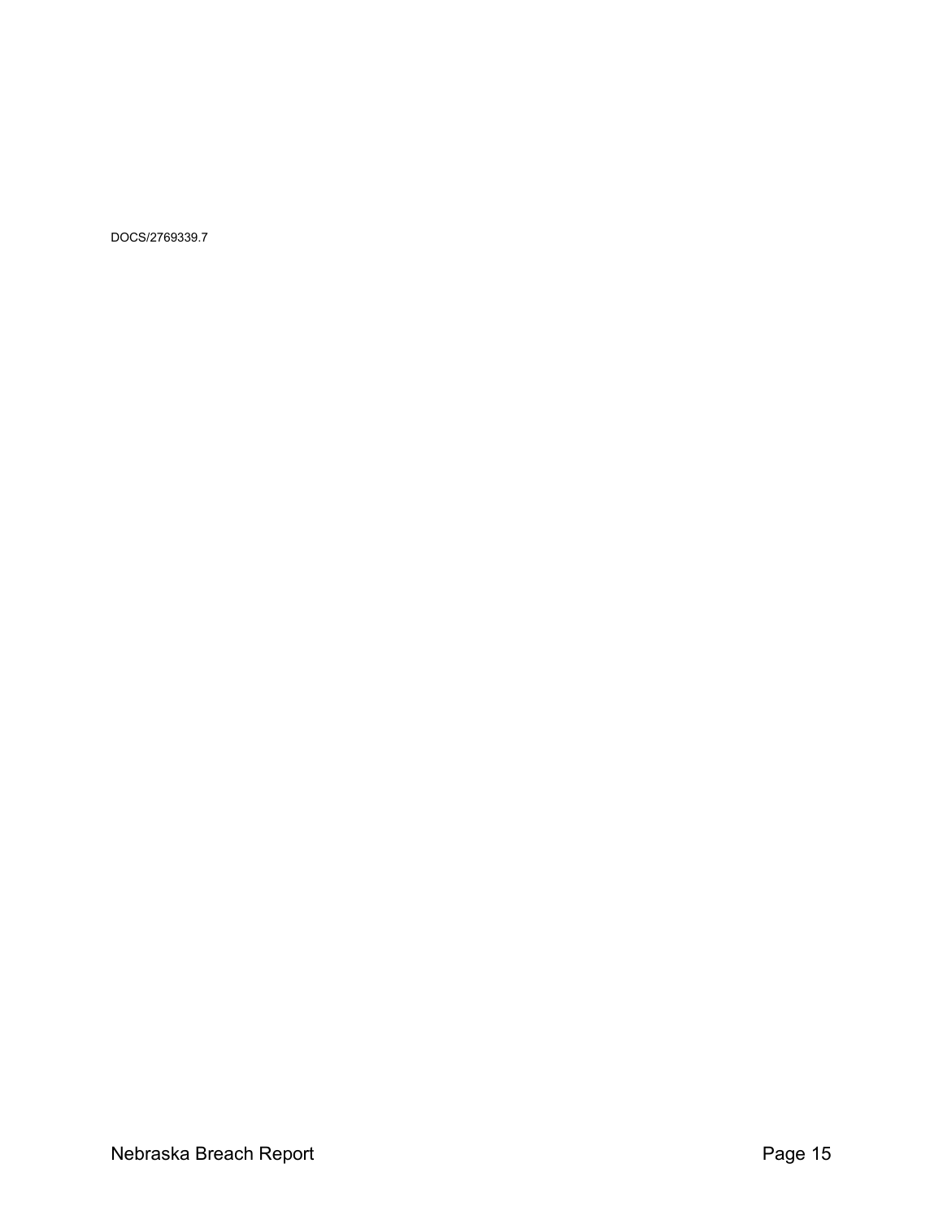DOCS/2769339.7